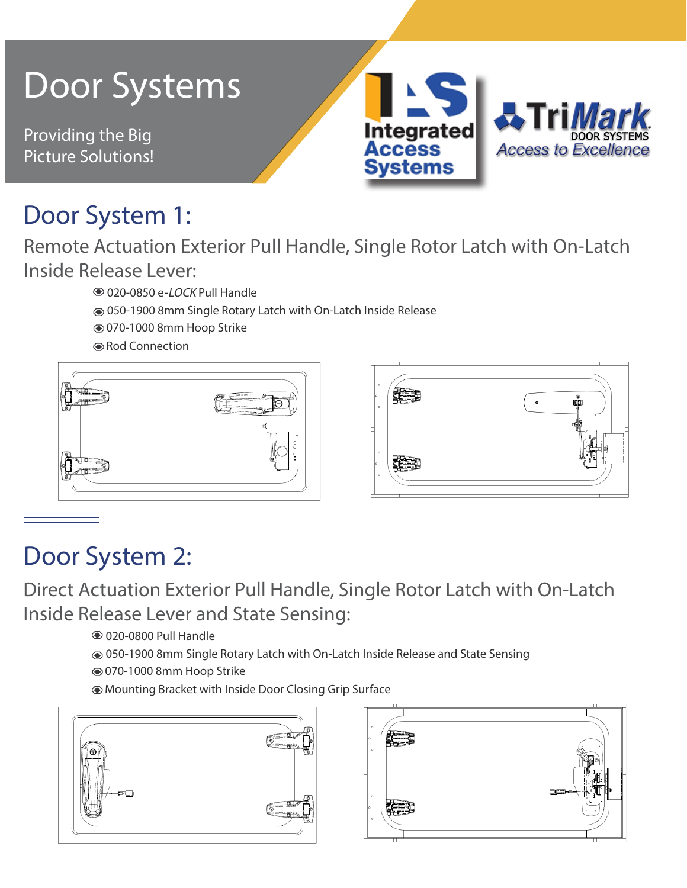# Door Systems

Providing the Big Picture Solutions!

Integrated Access Systems

TriMark DOOR SYSTEMS
Access to Excellence

## Door System 1:

### Remote Actuation Exterior Pull Handle, Single Rotor Latch with On-Latch Inside Release Lever:

- 020-0850 e-*LOCK* Pull Handle
- 050-1900 8mm Single Rotary Latch with On-Latch Inside Release
- 070-1000 8mm Hoop Strike
- Rod Connection

## Door System 2:

### Direct Actuation Exterior Pull Handle, Single Rotor Latch with On-Latch Inside Release Lever and State Sensing:

- 020-0800 Pull Handle
- 050-1900 8mm Single Rotary Latch with On-Latch Inside Release and State Sensing
- 070-1000 8mm Hoop Strike
- Mounting Bracket with Inside Door Closing Grip Surface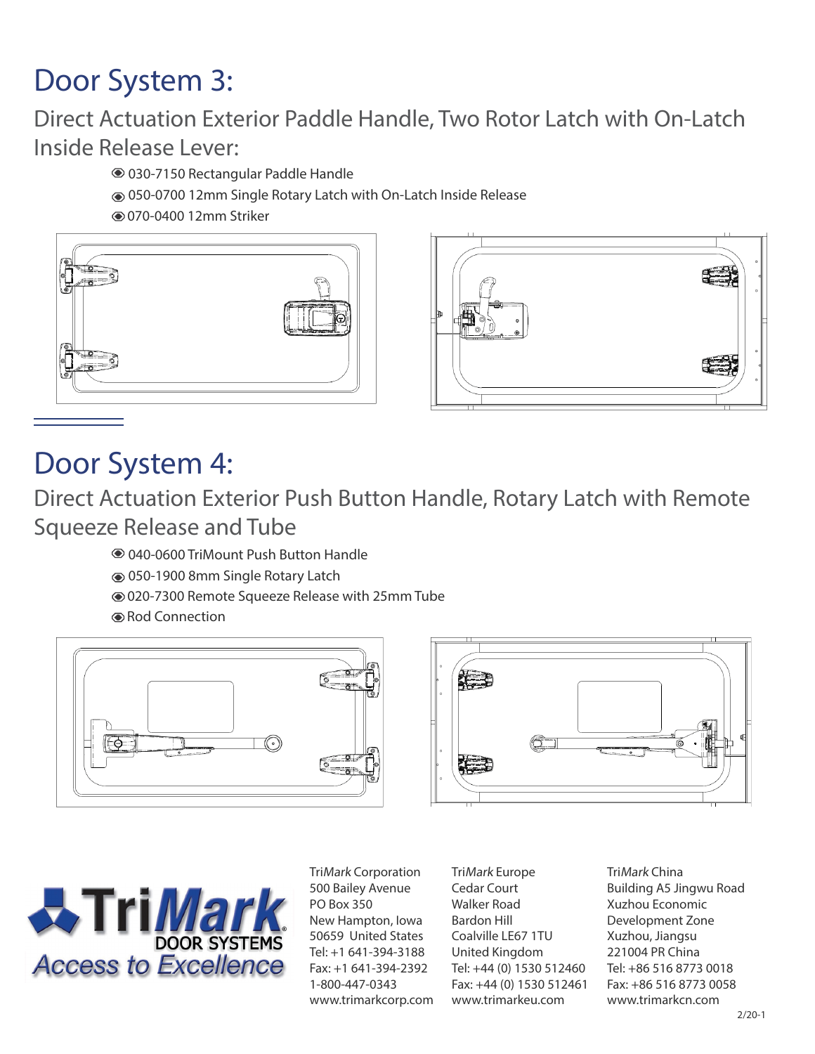# Door System 3:

## Direct Actuation Exterior Paddle Handle, Two Rotor Latch with On-Latch Inside Release Lever:

- 030-7150 Rectangular Paddle Handle
- 050-0700 12mm Single Rotary Latch with On-Latch Inside Release
- 070-0400 12mm Striker

# Door System 4:

## Direct Actuation Exterior Push Button Handle, Rotary Latch with Remote Squeeze Release and Tube

- 040-0600 TriMount Push Button Handle
- 050-1900 8mm Single Rotary Latch
- 020-7300 Remote Squeeze Release with 25mm Tube
- Rod Connection

TriMark DOOR SYSTEMS
Access to Excellence

Tri*Mark* Corporation
500 Bailey Avenue
PO Box 350
New Hampton, Iowa
50659 United States
Tel: +1 641-394-3188
Fax: +1 641-394-2392
1-800-447-0343
www.trimarkcorp.com

Tri*Mark* Europe
Cedar Court
Walker Road
Bardon Hill
Coalville LE67 1TU
United Kingdom
Tel: +44 (0) 1530 512460
Fax: +44 (0) 1530 512461
www.trimarkeu.com

Tri*Mark* China
Building A5 Jingwu Road
Xuzhou Economic
Development Zone
Xuzhou, Jiangsu
221004 PR China
Tel: +86 516 8773 0018
Fax: +86 516 8773 0058
www.trimarkcn.com

2/20-1